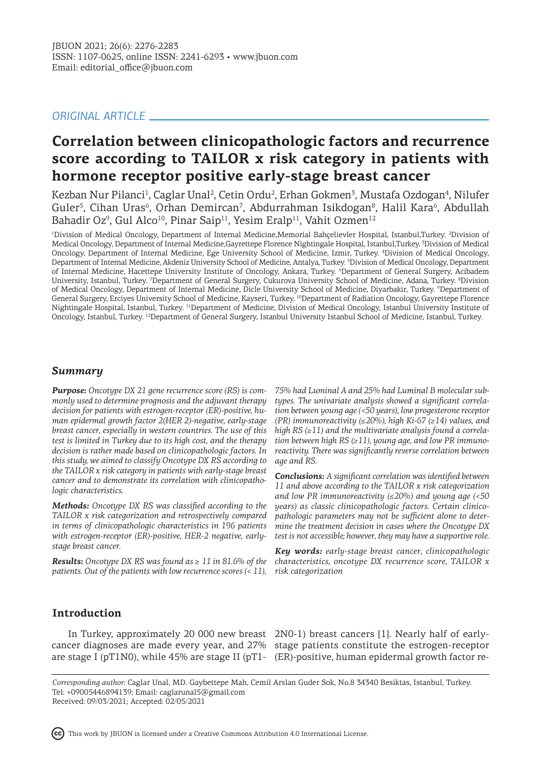## ORIGINAL ARTICLE

# Correlation between clinicopathologic factors and recurrence score according to TAILOR x risk category in patients with hormone receptor positive early-stage breast cancer

Kezban Nur Pilanci[1], Caglar Unal[2], Cetin Ordu[2], Erhan Gokmen[3], Mustafa Ozdogan[4], Nilufer Guler[5], Cihan Uras[6], Orhan Demircan[7], Abdurrahman Isikdogan[8], Halil Kara[6], Abdullah Bahadir Oz[9], Gul Alco[10], Pinar Saip[11], Yesim Eralp[11], Vahit Ozmen[12]

[1]Division of Medical Oncology, Department of Internal Medicine,Memorial Bahçelievler Hospital, Istanbul,Turkey. [2]Division of Medical Oncology, Department of Internal Medicine,Gayrettepe Florence Nightingale Hospital, Istanbul,Turkey. [3]Division of Medical Oncology, Department of Internal Medicine, Ege University School of Medicine, Izmir, Turkey. [4]Division of Medical Oncology, Department of Internal Medicine, Akdeniz University School of Medicine, Antalya, Turkey. [5]Division of Medical Oncology, Department of Internal Medicine, Hacettepe University Institute of Oncology, Ankara, Turkey. [6]Department of General Surgery, Acibadem University, Istanbul, Turkey. [7]Department of General Surgery, Cukurova University School of Medicine, Adana, Turkey. [8]Division of Medical Oncology, Department of Internal Medicine, Dicle University School of Medicine, Diyarbakir, Turkey. [9]Department of General Surgery, Erciyes University School of Medicine, Kayseri, Turkey. [10]Department of Radiation Oncology, Gayrettepe Florence Nightingale Hospital, Istanbul, Turkey. [11]Department of Medicine, Division of Medical Oncology, Istanbul University Institute of Oncology, Istanbul, Turkey. [12]Department of General Surgery, Istanbul University Istanbul School of Medicine, Istanbul, Turkey.

## Summary

***Purpose:*** *Oncotype DX 21 gene recurrence score (RS) is commonly used to determine prognosis and the adjuvant therapy decision for patients with estrogen-receptor (ER)-positive, human epidermal growth factor 2(HER 2)-negative, early-stage breast cancer, especially in western countries. The use of this test is limited in Turkey due to its high cost, and the therapy decision is rather made based on clinicopathologic factors. In this study, we aimed to classify Oncotype DX RS according to the TAILOR x risk category in patients with early-stage breast cancer and to demonstrate its correlation with clinicopathologic characteristics.*

***Methods:*** *Oncotype DX RS was classified according to the TAILOR x risk categorization and retrospectively compared in terms of clinicopathologic characteristics in 196 patients with estrogen-receptor (ER)-positive, HER-2 negative, early-stage breast cancer.*

***Results:*** *Oncotype DX RS was found as ≥ 11 in 81.6% of the patients. Out of the patients with low recurrence scores (< 11), 75% had Luminal A and 25% had Luminal B molecular subtypes. The univariate analysis showed a significant correlation between young age (<50 years), low progesterone receptor (PR) immunoreactivity (≤20%), high Ki-67 (≥14) values, and high RS (≥11) and the multivariate analysis found a correlation between high RS (≥11), young age, and low PR immunoreactivity. There was significantly reverse correlation between age and RS.*

***Conclusions:*** *A significant correlation was identified between 11 and above according to the TAILOR x risk categorization and low PR immunoreactivity (≤20%) and young age (<50 years) as classic clinicopathologic factors. Certain clinicopathologic parameters may not be sufficient alone to determine the treatment decision in cases where the Oncotype DX test is not accessible; however, they may have a supportive role.*

***Key words:*** *early-stage breast cancer, clinicopathologic characteristics, oncotype DX recurrence score, TAILOR x risk categorization*

## Introduction

In Turkey, approximately 20 000 new breast cancer diagnoses are made every year, and 27% are stage I (pT1N0), while 45% are stage II (pT1-2N0-1) breast cancers [1]. Nearly half of early-stage patients constitute the estrogen-receptor (ER)-positive, human epidermal growth factor re-

*Corresponding author:* Caglar Unal, MD. Gaybettepe Mah, Cemil Arslan Guder Sok, No.8 34340 Besiktas, Istanbul, Turkey.
Tel: +09005446894139; Email: caglarunal5@gmail.com
Received: 09/03/2021; Accepted: 02/05/2021

This work by JBUON is licensed under a Creative Commons Attribution 4.0 International License.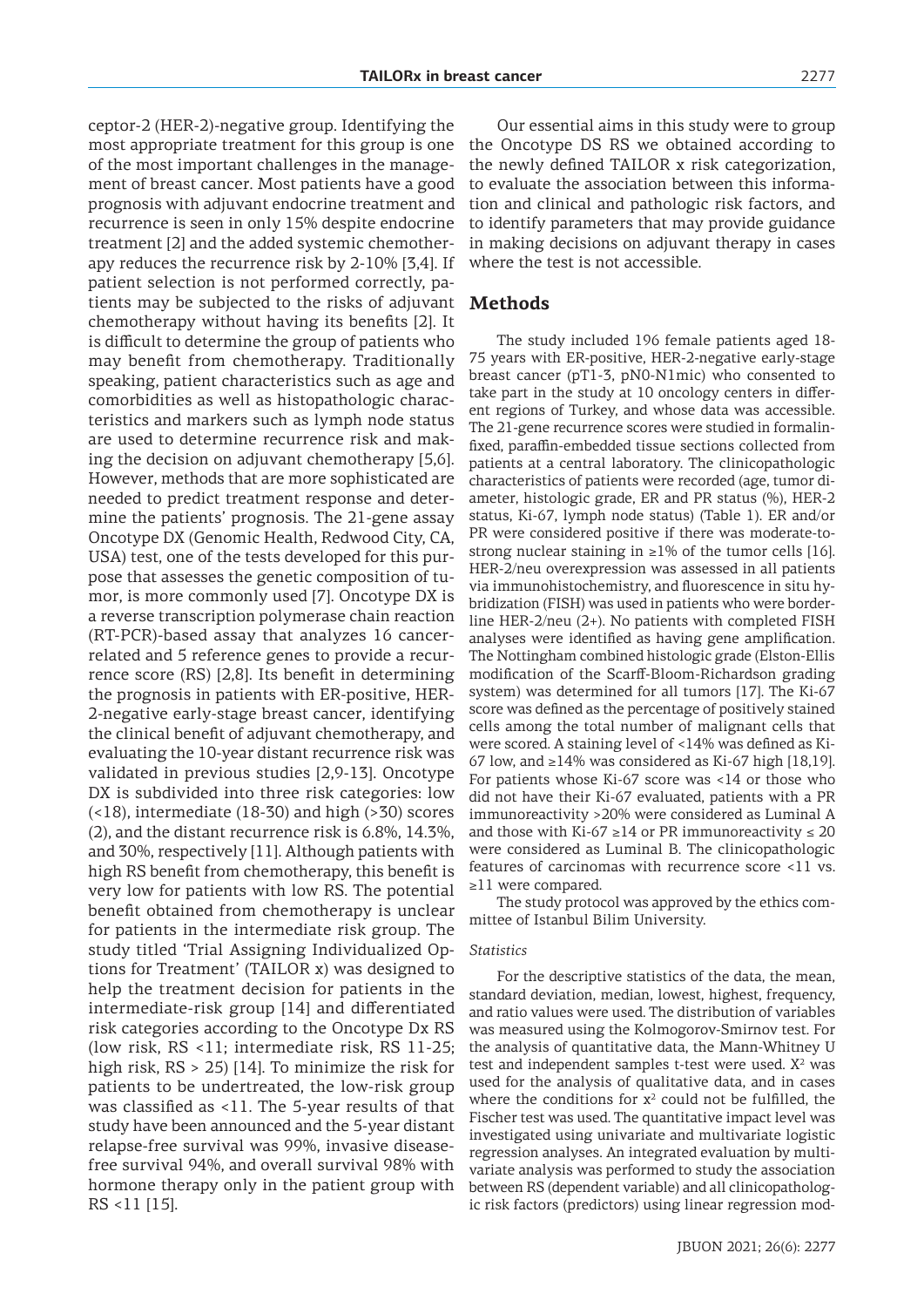ceptor-2 (HER-2)-negative group. Identifying the most appropriate treatment for this group is one of the most important challenges in the management of breast cancer. Most patients have a good prognosis with adjuvant endocrine treatment and recurrence is seen in only 15% despite endocrine treatment [2] and the added systemic chemotherapy reduces the recurrence risk by 2-10% [3,4]. If patient selection is not performed correctly, patients may be subjected to the risks of adjuvant chemotherapy without having its benefits [2]. It is difficult to determine the group of patients who may benefit from chemotherapy. Traditionally speaking, patient characteristics such as age and comorbidities as well as histopathologic characteristics and markers such as lymph node status are used to determine recurrence risk and making the decision on adjuvant chemotherapy [5,6]. However, methods that are more sophisticated are needed to predict treatment response and determine the patients' prognosis. The 21-gene assay Oncotype DX (Genomic Health, Redwood City, CA, USA) test, one of the tests developed for this purpose that assesses the genetic composition of tumor, is more commonly used [7]. Oncotype DX is a reverse transcription polymerase chain reaction (RT-PCR)-based assay that analyzes 16 cancer-related and 5 reference genes to provide a recurrence score (RS) [2,8]. Its benefit in determining the prognosis in patients with ER-positive, HER-2-negative early-stage breast cancer, identifying the clinical benefit of adjuvant chemotherapy, and evaluating the 10-year distant recurrence risk was validated in previous studies [2,9-13]. Oncotype DX is subdivided into three risk categories: low (<18), intermediate (18-30) and high (>30) scores (2), and the distant recurrence risk is 6.8%, 14.3%, and 30%, respectively [11]. Although patients with high RS benefit from chemotherapy, this benefit is very low for patients with low RS. The potential benefit obtained from chemotherapy is unclear for patients in the intermediate risk group. The study titled 'Trial Assigning Individualized Options for Treatment' (TAILOR x) was designed to help the treatment decision for patients in the intermediate-risk group [14] and differentiated risk categories according to the Oncotype Dx RS (low risk, RS <11; intermediate risk, RS 11-25; high risk, RS > 25) [14]. To minimize the risk for patients to be undertreated, the low-risk group was classified as <11. The 5-year results of that study have been announced and the 5-year distant relapse-free survival was 99%, invasive disease-free survival 94%, and overall survival 98% with hormone therapy only in the patient group with RS <11 [15].

Our essential aims in this study were to group the Oncotype DS RS we obtained according to the newly defined TAILOR x risk categorization, to evaluate the association between this information and clinical and pathologic risk factors, and to identify parameters that may provide guidance in making decisions on adjuvant therapy in cases where the test is not accessible.

## Methods

The study included 196 female patients aged 18-75 years with ER-positive, HER-2-negative early-stage breast cancer (pT1-3, pN0-N1mic) who consented to take part in the study at 10 oncology centers in different regions of Turkey, and whose data was accessible. The 21-gene recurrence scores were studied in formalin-fixed, paraffin-embedded tissue sections collected from patients at a central laboratory. The clinicopathologic characteristics of patients were recorded (age, tumor diameter, histologic grade, ER and PR status (%), HER-2 status, Ki-67, lymph node status) (Table 1). ER and/or PR were considered positive if there was moderate-to-strong nuclear staining in ≥1% of the tumor cells [16]. HER-2/neu overexpression was assessed in all patients via immunohistochemistry, and fluorescence in situ hybridization (FISH) was used in patients who were borderline HER-2/neu (2+). No patients with completed FISH analyses were identified as having gene amplification. The Nottingham combined histologic grade (Elston-Ellis modification of the Scarff-Bloom-Richardson grading system) was determined for all tumors [17]. The Ki-67 score was defined as the percentage of positively stained cells among the total number of malignant cells that were scored. A staining level of <14% was defined as Ki-67 low, and ≥14% was considered as Ki-67 high [18,19]. For patients whose Ki-67 score was <14 or those who did not have their Ki-67 evaluated, patients with a PR immunoreactivity >20% were considered as Luminal A and those with Ki-67 ≥14 or PR immunoreactivity ≤ 20 were considered as Luminal B. The clinicopathologic features of carcinomas with recurrence score <11 vs. ≥11 were compared.

The study protocol was approved by the ethics committee of Istanbul Bilim University.

### *Statistics*

For the descriptive statistics of the data, the mean, standard deviation, median, lowest, highest, frequency, and ratio values were used. The distribution of variables was measured using the Kolmogorov-Smirnov test. For the analysis of quantitative data, the Mann-Whitney U test and independent samples t-test were used. $X^2$ was used for the analysis of qualitative data, and in cases where the conditions for $x^2$ could not be fulfilled, the Fischer test was used. The quantitative impact level was investigated using univariate and multivariate logistic regression analyses. An integrated evaluation by multivariate analysis was performed to study the association between RS (dependent variable) and all clinicopathologic risk factors (predictors) using linear regression mod-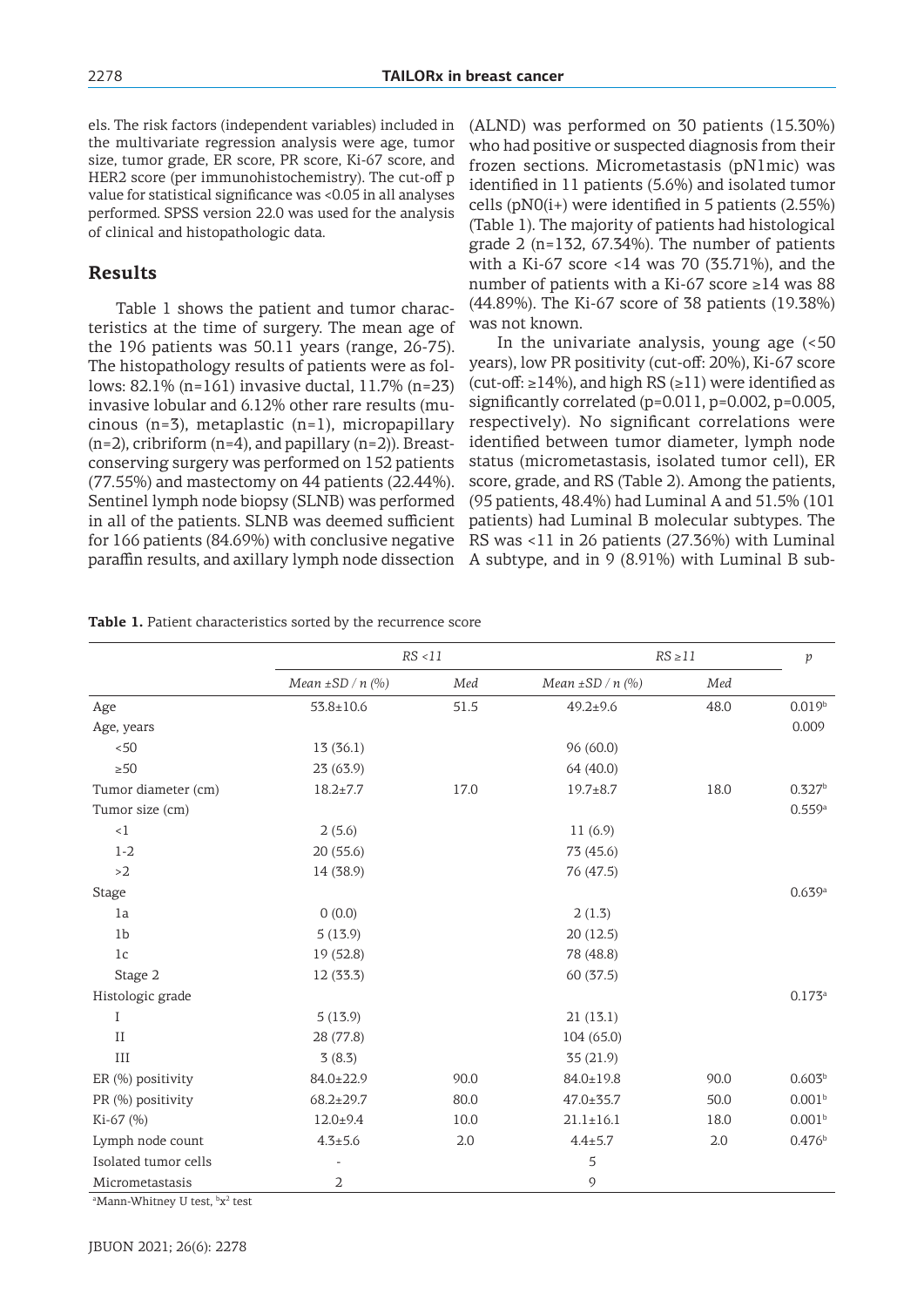els. The risk factors (independent variables) included in the multivariate regression analysis were age, tumor size, tumor grade, ER score, PR score, Ki-67 score, and HER2 score (per immunohistochemistry). The cut-off p value for statistical significance was <0.05 in all analyses performed. SPSS version 22.0 was used for the analysis of clinical and histopathologic data.

## Results

Table 1 shows the patient and tumor characteristics at the time of surgery. The mean age of the 196 patients was 50.11 years (range, 26-75). The histopathology results of patients were as follows: 82.1% (n=161) invasive ductal, 11.7% (n=23) invasive lobular and 6.12% other rare results (mucinous (n=3), metaplastic (n=1), micropapillary (n=2), cribriform (n=4), and papillary (n=2)). Breast-conserving surgery was performed on 152 patients (77.55%) and mastectomy on 44 patients (22.44%). Sentinel lymph node biopsy (SLNB) was performed in all of the patients. SLNB was deemed sufficient for 166 patients (84.69%) with conclusive negative paraffin results, and axillary lymph node dissection (ALND) was performed on 30 patients (15.30%) who had positive or suspected diagnosis from their frozen sections. Micrometastasis (pN1mic) was identified in 11 patients (5.6%) and isolated tumor cells (pN0(i+) were identified in 5 patients (2.55%) (Table 1). The majority of patients had histological grade 2 (n=132, 67.34%). The number of patients with a Ki-67 score <14 was 70 (35.71%), and the number of patients with a Ki-67 score ≥14 was 88 (44.89%). The Ki-67 score of 38 patients (19.38%) was not known.

In the univariate analysis, young age (<50 years), low PR positivity (cut-off: 20%), Ki-67 score (cut-off: ≥14%), and high RS (≥11) were identified as significantly correlated (p=0.011, p=0.002, p=0.005, respectively). No significant correlations were identified between tumor diameter, lymph node status (micrometastasis, isolated tumor cell), ER score, grade, and RS (Table 2). Among the patients, (95 patients, 48.4%) had Luminal A and 51.5% (101 patients) had Luminal B molecular subtypes. The RS was <11 in 26 patients (27.36%) with Luminal A subtype, and in 9 (8.91%) with Luminal B sub-

**Table 1.** Patient characteristics sorted by the recurrence score

| | *RS <11* | | *RS ≥11* | | *p* |
|---|---|---|---|---|---|
| | *Mean ±SD / n (%)* | *Med* | *Mean ±SD / n (%)* | *Med* | |
| Age | 53.8±10.6 | 51.5 | 49.2±9.6 | 48.0 | 0.019[b] |
| Age, years | | | | | 0.009 |
| <50 | 13 (36.1) | | 96 (60.0) | | |
| ≥50 | 23 (63.9) | | 64 (40.0) | | |
| Tumor diameter (cm) | 18.2±7.7 | 17.0 | 19.7±8.7 | 18.0 | 0.327[b] |
| Tumor size (cm) | | | | | 0.559[a] |
| <1 | 2 (5.6) | | 11 (6.9) | | |
| 1-2 | 20 (55.6) | | 73 (45.6) | | |
| >2 | 14 (38.9) | | 76 (47.5) | | |
| Stage | | | | | 0.639[a] |
| 1a | 0 (0.0) | | 2 (1.3) | | |
| 1b | 5 (13.9) | | 20 (12.5) | | |
| 1c | 19 (52.8) | | 78 (48.8) | | |
| Stage 2 | 12 (33.3) | | 60 (37.5) | | |
| Histologic grade | | | | | 0.173[a] |
| I | 5 (13.9) | | 21 (13.1) | | |
| II | 28 (77.8) | | 104 (65.0) | | |
| III | 3 (8.3) | | 35 (21.9) | | |
| ER (%) positivity | 84.0±22.9 | 90.0 | 84.0±19.8 | 90.0 | 0.603[b] |
| PR (%) positivity | 68.2±29.7 | 80.0 | 47.0±35.7 | 50.0 | 0.001[b] |
| Ki-67 (%) | 12.0±9.4 | 10.0 | 21.1±16.1 | 18.0 | 0.001[b] |
| Lymph node count | 4.3±5.6 | 2.0 | 4.4±5.7 | 2.0 | 0.476[b] |
| Isolated tumor cells | - | | 5 | | |
| Micrometastasis | 2 | | 9 | | |

[a]Mann-Whitney U test, [b]$x^2$ test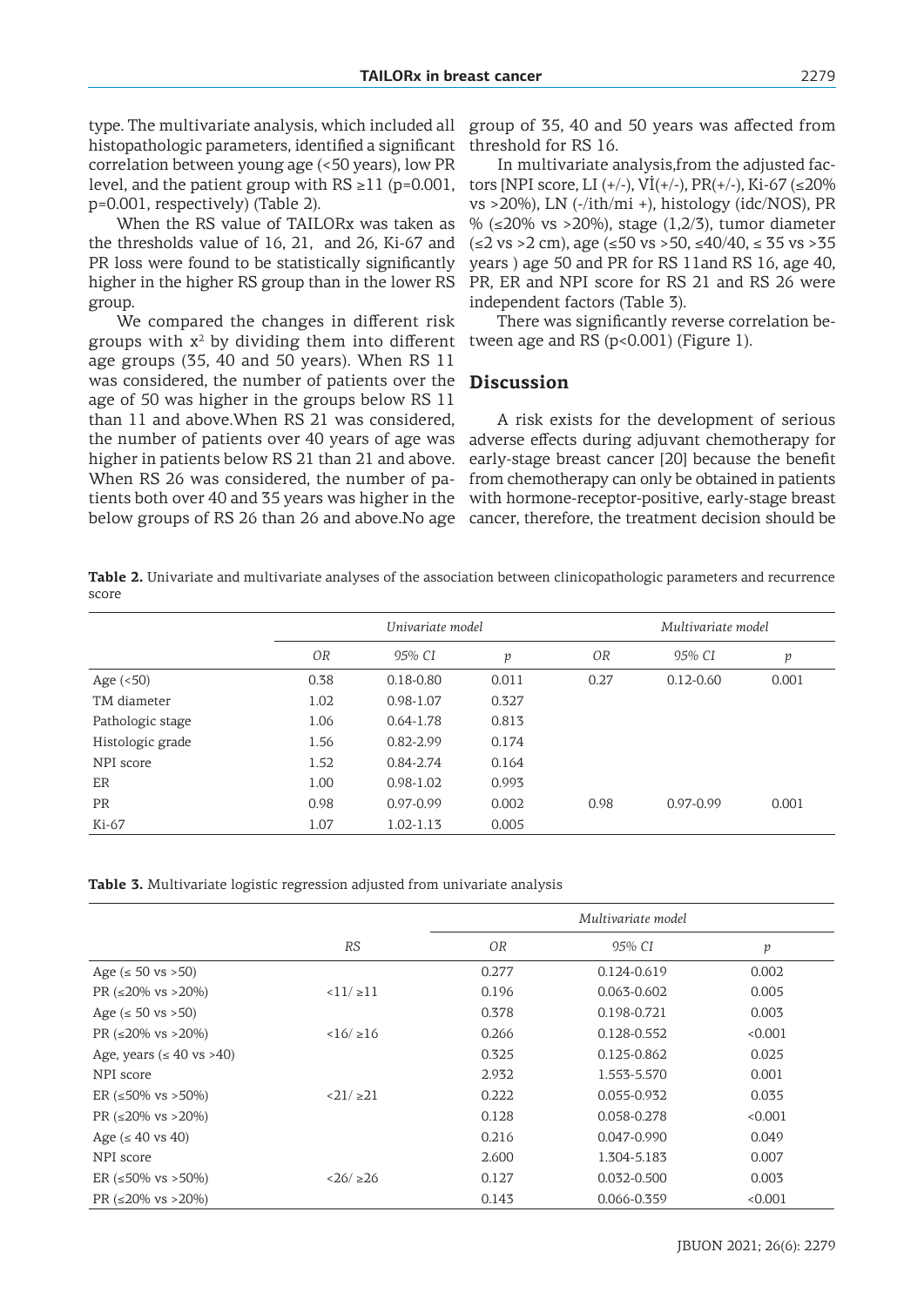type. The multivariate analysis, which included all histopathologic parameters, identified a significant correlation between young age (<50 years), low PR level, and the patient group with RS ≥11 (p=0.001, p=0.001, respectively) (Table 2).

When the RS value of TAILORx was taken as the thresholds value of 16, 21, and 26, Ki-67 and PR loss were found to be statistically significantly higher in the higher RS group than in the lower RS group.

We compared the changes in different risk groups with $x^2$ by dividing them into different age groups (35, 40 and 50 years). When RS 11 was considered, the number of patients over the age of 50 was higher in the groups below RS 11 than 11 and above.When RS 21 was considered, the number of patients over 40 years of age was higher in patients below RS 21 than 21 and above. When RS 26 was considered, the number of patients both over 40 and 35 years was higher in the below groups of RS 26 than 26 and above.No age group of 35, 40 and 50 years was affected from threshold for RS 16.

In multivariate analysis,from the adjusted factors [NPI score, LI (+/-), Vİ(+/-), PR(+/-), Ki-67 (≤20% vs >20%), LN (-/ith/mi +), histology (idc/NOS), PR % (≤20% vs >20%), stage (1,2/3), tumor diameter (≤2 vs >2 cm), age (≤50 vs >50, ≤40/40, ≤ 35 vs >35 years ) age 50 and PR for RS 11and RS 16, age 40, PR, ER and NPI score for RS 21 and RS 26 were independent factors (Table 3).

There was significantly reverse correlation between age and RS (p<0.001) (Figure 1).

## Discussion

A risk exists for the development of serious adverse effects during adjuvant chemotherapy for early-stage breast cancer [20] because the benefit from chemotherapy can only be obtained in patients with hormone-receptor-positive, early-stage breast cancer, therefore, the treatment decision should be

**Table 2.** Univariate and multivariate analyses of the association between clinicopathologic parameters and recurrence score

| | *Univariate model* | | | *Multivariate model* | | |
|---|---|---|---|---|---|---|
| | *OR* | *95% CI* | *p* | *OR* | *95% CI* | *p* |
| Age (<50) | 0.38 | 0.18-0.80 | 0.011 | 0.27 | 0.12-0.60 | 0.001 |
| TM diameter | 1.02 | 0.98-1.07 | 0.327 | | | |
| Pathologic stage | 1.06 | 0.64-1.78 | 0.813 | | | |
| Histologic grade | 1.56 | 0.82-2.99 | 0.174 | | | |
| NPI score | 1.52 | 0.84-2.74 | 0.164 | | | |
| ER | 1.00 | 0.98-1.02 | 0.993 | | | |
| PR | 0.98 | 0.97-0.99 | 0.002 | 0.98 | 0.97-0.99 | 0.001 |
| Ki-67 | 1.07 | 1.02-1.13 | 0.005 | | | |

**Table 3.** Multivariate logistic regression adjusted from univariate analysis

| | | *Multivariate model* | | |
|---|---|---|---|---|
| | *RS* | *OR* | *95% CI* | *p* |
| Age (≤ 50 vs >50) | | 0.277 | 0.124-0.619 | 0.002 |
| PR (≤20% vs >20%) | <11/ ≥11 | 0.196 | 0.063-0.602 | 0.005 |
| Age (≤ 50 vs >50) | | 0.378 | 0.198-0.721 | 0.003 |
| PR (≤20% vs >20%) | <16/ ≥16 | 0.266 | 0.128-0.552 | <0.001 |
| Age, years (≤ 40 vs >40) | | 0.325 | 0.125-0.862 | 0.025 |
| NPI score | | 2.932 | 1.553-5.570 | 0.001 |
| ER (≤50% vs >50%) | <21/ ≥21 | 0.222 | 0.055-0.932 | 0.035 |
| PR (≤20% vs >20%) | | 0.128 | 0.058-0.278 | <0.001 |
| Age (≤ 40 vs 40) | | 0.216 | 0.047-0.990 | 0.049 |
| NPI score | | 2.600 | 1.304-5.183 | 0.007 |
| ER (≤50% vs >50%) | <26/ ≥26 | 0.127 | 0.032-0.500 | 0.003 |
| PR (≤20% vs >20%) | | 0.143 | 0.066-0.359 | <0.001 |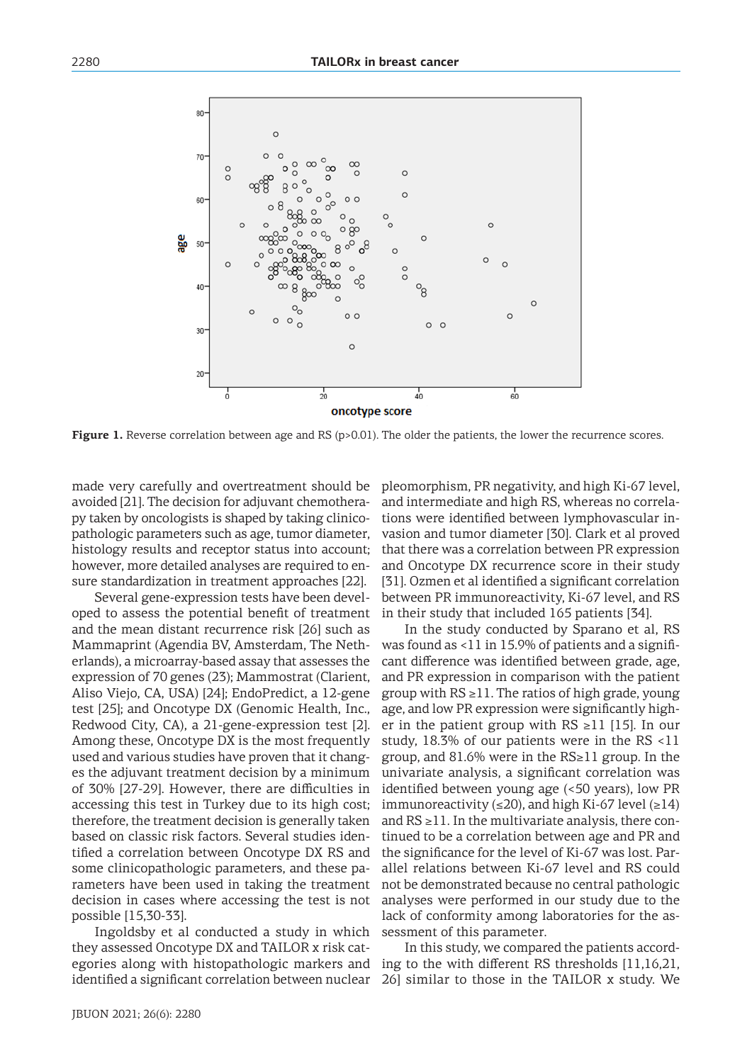**Figure 1.** Reverse correlation between age and RS (p>0.01). The older the patients, the lower the recurrence scores.

made very carefully and overtreatment should be avoided [21]. The decision for adjuvant chemotherapy taken by oncologists is shaped by taking clinicopathologic parameters such as age, tumor diameter, histology results and receptor status into account; however, more detailed analyses are required to ensure standardization in treatment approaches [22].

Several gene-expression tests have been developed to assess the potential benefit of treatment and the mean distant recurrence risk [26] such as Mammaprint (Agendia BV, Amsterdam, The Netherlands), a microarray-based assay that assesses the expression of 70 genes (23); Mammostrat (Clarient, Aliso Viejo, CA, USA) [24]; EndoPredict, a 12-gene test [25]; and Oncotype DX (Genomic Health, Inc., Redwood City, CA), a 21-gene-expression test [2]. Among these, Oncotype DX is the most frequently used and various studies have proven that it changes the adjuvant treatment decision by a minimum of 30% [27-29]. However, there are difficulties in accessing this test in Turkey due to its high cost; therefore, the treatment decision is generally taken based on classic risk factors. Several studies identified a correlation between Oncotype DX RS and some clinicopathologic parameters, and these parameters have been used in taking the treatment decision in cases where accessing the test is not possible [15,30-33].

Ingoldsby et al conducted a study in which they assessed Oncotype DX and TAILOR x risk categories along with histopathologic markers and identified a significant correlation between nuclear pleomorphism, PR negativity, and high Ki-67 level, and intermediate and high RS, whereas no correlations were identified between lymphovascular invasion and tumor diameter [30]. Clark et al proved that there was a correlation between PR expression and Oncotype DX recurrence score in their study [31]. Ozmen et al identified a significant correlation between PR immunoreactivity, Ki-67 level, and RS in their study that included 165 patients [34].

In the study conducted by Sparano et al, RS was found as <11 in 15.9% of patients and a significant difference was identified between grade, age, and PR expression in comparison with the patient group with RS ≥11. The ratios of high grade, young age, and low PR expression were significantly higher in the patient group with RS ≥11 [15]. In our study, 18.3% of our patients were in the RS <11 group, and 81.6% were in the RS≥11 group. In the univariate analysis, a significant correlation was identified between young age (<50 years), low PR immunoreactivity (≤20), and high Ki-67 level (≥14) and RS ≥11. In the multivariate analysis, there continued to be a correlation between age and PR and the significance for the level of Ki-67 was lost. Parallel relations between Ki-67 level and RS could not be demonstrated because no central pathologic analyses were performed in our study due to the lack of conformity among laboratories for the assessment of this parameter.

In this study, we compared the patients according to the with different RS thresholds [11,16,21, 26] similar to those in the TAILOR x study. We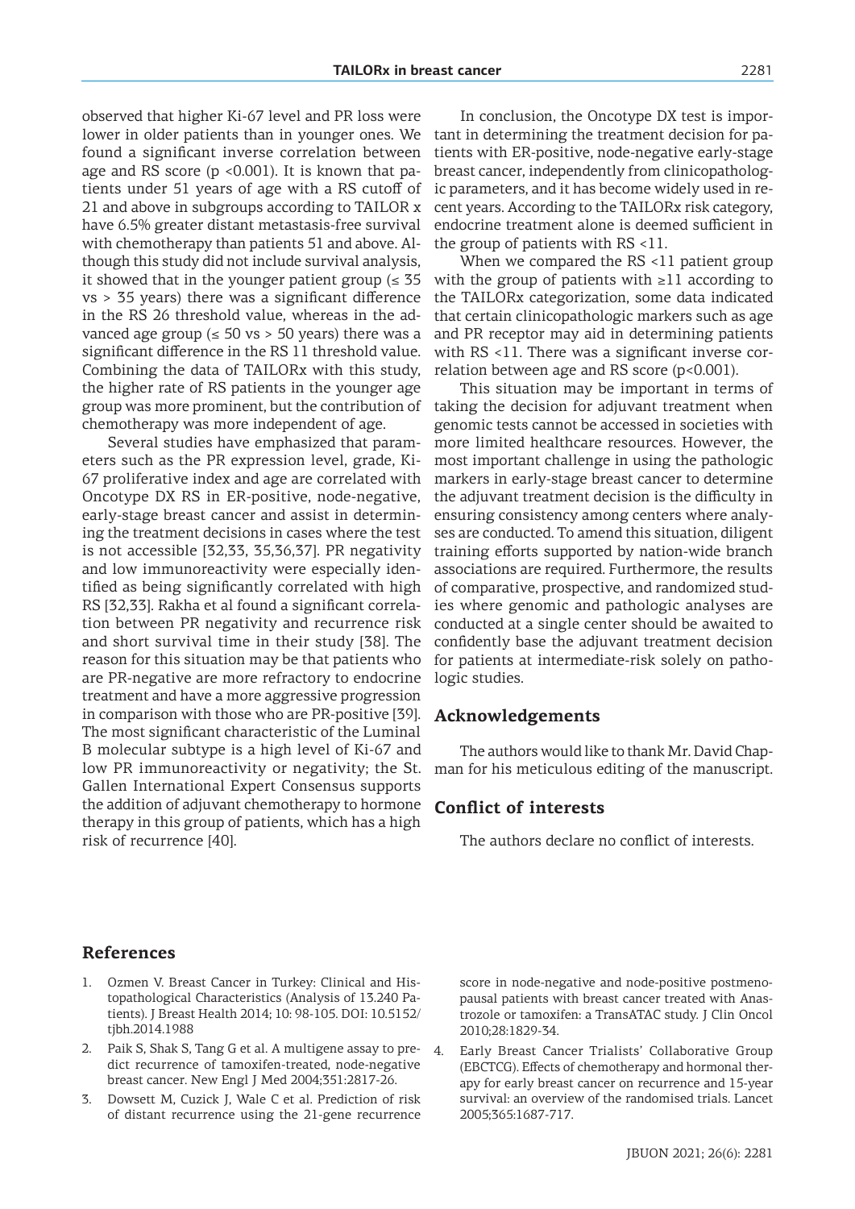observed that higher Ki-67 level and PR loss were lower in older patients than in younger ones. We found a significant inverse correlation between age and RS score ($p < 0.001$). It is known that patients under 51 years of age with a RS cutoff of 21 and above in subgroups according to TAILOR x have 6.5% greater distant metastasis-free survival with chemotherapy than patients 51 and above. Although this study did not include survival analysis, it showed that in the younger patient group ($\leq 35$ vs $> 35$ years) there was a significant difference in the RS 26 threshold value, whereas in the advanced age group ($\leq 50$ vs $> 50$ years) there was a significant difference in the RS 11 threshold value. Combining the data of TAILORx with this study, the higher rate of RS patients in the younger age group was more prominent, but the contribution of chemotherapy was more independent of age.

Several studies have emphasized that parameters such as the PR expression level, grade, Ki-67 proliferative index and age are correlated with Oncotype DX RS in ER-positive, node-negative, early-stage breast cancer and assist in determining the treatment decisions in cases where the test is not accessible [32,33, 35,36,37]. PR negativity and low immunoreactivity were especially identified as being significantly correlated with high RS [32,33]. Rakha et al found a significant correlation between PR negativity and recurrence risk and short survival time in their study [38]. The reason for this situation may be that patients who are PR-negative are more refractory to endocrine treatment and have a more aggressive progression in comparison with those who are PR-positive [39]. The most significant characteristic of the Luminal B molecular subtype is a high level of Ki-67 and low PR immunoreactivity or negativity; the St. Gallen International Expert Consensus supports the addition of adjuvant chemotherapy to hormone therapy in this group of patients, which has a high risk of recurrence [40].

In conclusion, the Oncotype DX test is important in determining the treatment decision for patients with ER-positive, node-negative early-stage breast cancer, independently from clinicopathologic parameters, and it has become widely used in recent years. According to the TAILORx risk category, endocrine treatment alone is deemed sufficient in the group of patients with RS <11.

When we compared the RS <11 patient group with the group of patients with ≥11 according to the TAILORx categorization, some data indicated that certain clinicopathologic markers such as age and PR receptor may aid in determining patients with RS <11. There was a significant inverse correlation between age and RS score ($p<0.001$).

This situation may be important in terms of taking the decision for adjuvant treatment when genomic tests cannot be accessed in societies with more limited healthcare resources. However, the most important challenge in using the pathologic markers in early-stage breast cancer to determine the adjuvant treatment decision is the difficulty in ensuring consistency among centers where analyses are conducted. To amend this situation, diligent training efforts supported by nation-wide branch associations are required. Furthermore, the results of comparative, prospective, and randomized studies where genomic and pathologic analyses are conducted at a single center should be awaited to confidently base the adjuvant treatment decision for patients at intermediate-risk solely on pathologic studies.

## Acknowledgements

The authors would like to thank Mr. David Chapman for his meticulous editing of the manuscript.

## Conflict of interests

The authors declare no conflict of interests.

## References

1. Ozmen V. Breast Cancer in Turkey: Clinical and Histopathological Characteristics (Analysis of 13.240 Patients). J Breast Health 2014; 10: 98-105. DOI: 10.5152/tjbh.2014.1988
2. Paik S, Shak S, Tang G et al. A multigene assay to predict recurrence of tamoxifen-treated, node-negative breast cancer. New Engl J Med 2004;351:2817-26.
3. Dowsett M, Cuzick J, Wale C et al. Prediction of risk of distant recurrence using the 21-gene recurrence score in node-negative and node-positive postmenopausal patients with breast cancer treated with Anastrozole or tamoxifen: a TransATAC study. J Clin Oncol 2010;28:1829-34.
4. Early Breast Cancer Trialists' Collaborative Group (EBCTCG). Effects of chemotherapy and hormonal therapy for early breast cancer on recurrence and 15-year survival: an overview of the randomised trials. Lancet 2005;365:1687-717.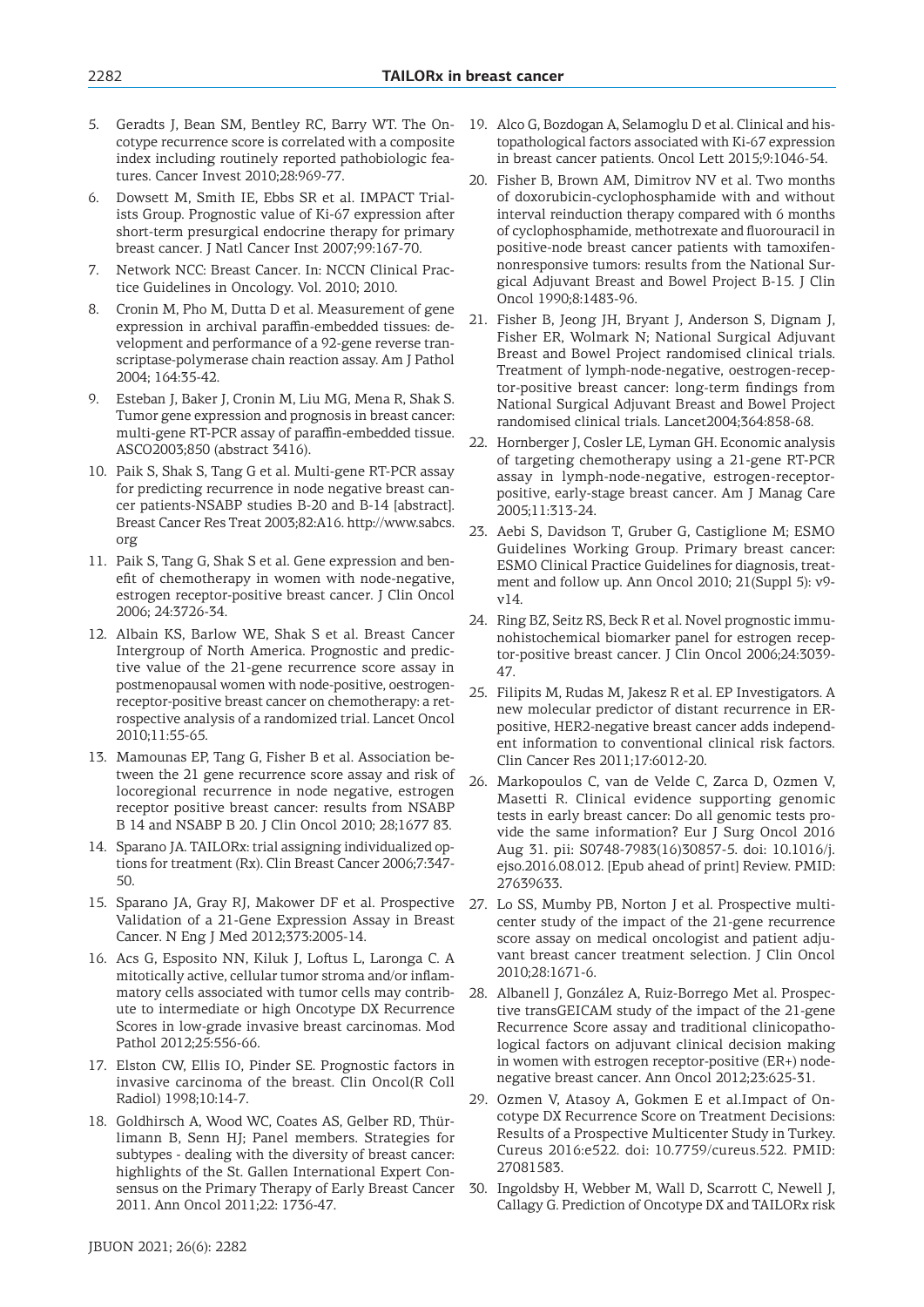5. Geradts J, Bean SM, Bentley RC, Barry WT. The Oncotype recurrence score is correlated with a composite index including routinely reported pathobiologic features. Cancer Invest 2010;28:969-77.
6. Dowsett M, Smith IE, Ebbs SR et al. IMPACT Trialists Group. Prognostic value of Ki-67 expression after short-term presurgical endocrine therapy for primary breast cancer. J Natl Cancer Inst 2007;99:167-70.
7. Network NCC: Breast Cancer. In: NCCN Clinical Practice Guidelines in Oncology. Vol. 2010; 2010.
8. Cronin M, Pho M, Dutta D et al. Measurement of gene expression in archival paraffin-embedded tissues: development and performance of a 92-gene reverse transcriptase-polymerase chain reaction assay. Am J Pathol 2004; 164:35-42.
9. Esteban J, Baker J, Cronin M, Liu MG, Mena R, Shak S. Tumor gene expression and prognosis in breast cancer: multi-gene RT-PCR assay of paraffin-embedded tissue. ASCO2003;850 (abstract 3416).
10. Paik S, Shak S, Tang G et al. Multi-gene RT-PCR assay for predicting recurrence in node negative breast cancer patients-NSABP studies B-20 and B-14 [abstract]. Breast Cancer Res Treat 2003;82:A16. http://www.sabcs.org
11. Paik S, Tang G, Shak S et al. Gene expression and benefit of chemotherapy in women with node-negative, estrogen receptor-positive breast cancer. J Clin Oncol 2006; 24:3726-34.
12. Albain KS, Barlow WE, Shak S et al. Breast Cancer Intergroup of North America. Prognostic and predictive value of the 21-gene recurrence score assay in postmenopausal women with node-positive, oestrogen-receptor-positive breast cancer on chemotherapy: a retrospective analysis of a randomized trial. Lancet Oncol 2010;11:55-65.
13. Mamounas EP, Tang G, Fisher B et al. Association between the 21 gene recurrence score assay and risk of locoregional recurrence in node negative, estrogen receptor positive breast cancer: results from NSABP B 14 and NSABP B 20. J Clin Oncol 2010; 28;1677 83.
14. Sparano JA. TAILORx: trial assigning individualized options for treatment (Rx). Clin Breast Cancer 2006;7:347-50.
15. Sparano JA, Gray RJ, Makower DF et al. Prospective Validation of a 21-Gene Expression Assay in Breast Cancer. N Eng J Med 2012;373:2005-14.
16. Acs G, Esposito NN, Kiluk J, Loftus L, Laronga C. A mitotically active, cellular tumor stroma and/or inflammatory cells associated with tumor cells may contribute to intermediate or high Oncotype DX Recurrence Scores in low-grade invasive breast carcinomas. Mod Pathol 2012;25:556-66.
17. Elston CW, Ellis IO, Pinder SE. Prognostic factors in invasive carcinoma of the breast. Clin Oncol(R Coll Radiol) 1998;10:14-7.
18. Goldhirsch A, Wood WC, Coates AS, Gelber RD, Thürlimann B, Senn HJ; Panel members. Strategies for subtypes - dealing with the diversity of breast cancer: highlights of the St. Gallen International Expert Consensus on the Primary Therapy of Early Breast Cancer 2011. Ann Oncol 2011;22: 1736-47.
19. Alco G, Bozdogan A, Selamoglu D et al. Clinical and histopathological factors associated with Ki-67 expression in breast cancer patients. Oncol Lett 2015;9:1046-54.
20. Fisher B, Brown AM, Dimitrov NV et al. Two months of doxorubicin-cyclophosphamide with and without interval reinduction therapy compared with 6 months of cyclophosphamide, methotrexate and fluorouracil in positive-node breast cancer patients with tamoxifennonresponsive tumors: results from the National Surgical Adjuvant Breast and Bowel Project B-15. J Clin Oncol 1990;8:1483-96.
21. Fisher B, Jeong JH, Bryant J, Anderson S, Dignam J, Fisher ER, Wolmark N; National Surgical Adjuvant Breast and Bowel Project randomised clinical trials. Treatment of lymph-node-negative, oestrogen-receptor-positive breast cancer: long-term findings from National Surgical Adjuvant Breast and Bowel Project randomised clinical trials. Lancet2004;364:858-68.
22. Hornberger J, Cosler LE, Lyman GH. Economic analysis of targeting chemotherapy using a 21-gene RT-PCR assay in lymph-node-negative, estrogen-receptor-positive, early-stage breast cancer. Am J Manag Care 2005;11:313-24.
23. Aebi S, Davidson T, Gruber G, Castiglione M; ESMO Guidelines Working Group. Primary breast cancer: ESMO Clinical Practice Guidelines for diagnosis, treatment and follow up. Ann Oncol 2010; 21(Suppl 5): v9-v14.
24. Ring BZ, Seitz RS, Beck R et al. Novel prognostic immunohistochemical biomarker panel for estrogen receptor-positive breast cancer. J Clin Oncol 2006;24:3039-47.
25. Filipits M, Rudas M, Jakesz R et al. EP Investigators. A new molecular predictor of distant recurrence in ER-positive, HER2-negative breast cancer adds independent information to conventional clinical risk factors. Clin Cancer Res 2011;17:6012-20.
26. Markopoulos C, van de Velde C, Zarca D, Ozmen V, Masetti R. Clinical evidence supporting genomic tests in early breast cancer: Do all genomic tests provide the same information? Eur J Surg Oncol 2016 Aug 31. pii: S0748-7983(16)30857-5. doi: 10.1016/j.ejso.2016.08.012. [Epub ahead of print] Review. PMID: 27639633.
27. Lo SS, Mumby PB, Norton J et al. Prospective multicenter study of the impact of the 21-gene recurrence score assay on medical oncologist and patient adjuvant breast cancer treatment selection. J Clin Oncol 2010;28:1671-6.
28. Albanell J, González A, Ruiz-Borrego Met al. Prospective transGEICAM study of the impact of the 21-gene Recurrence Score assay and traditional clinicopathological factors on adjuvant clinical decision making in women with estrogen receptor-positive (ER+) node-negative breast cancer. Ann Oncol 2012;23:625-31.
29. Ozmen V, Atasoy A, Gokmen E et al.Impact of Oncotype DX Recurrence Score on Treatment Decisions: Results of a Prospective Multicenter Study in Turkey. Cureus 2016:e522. doi: 10.7759/cureus.522. PMID: 27081583.
30. Ingoldsby H, Webber M, Wall D, Scarrott C, Newell J, Callagy G. Prediction of Oncotype DX and TAILORx risk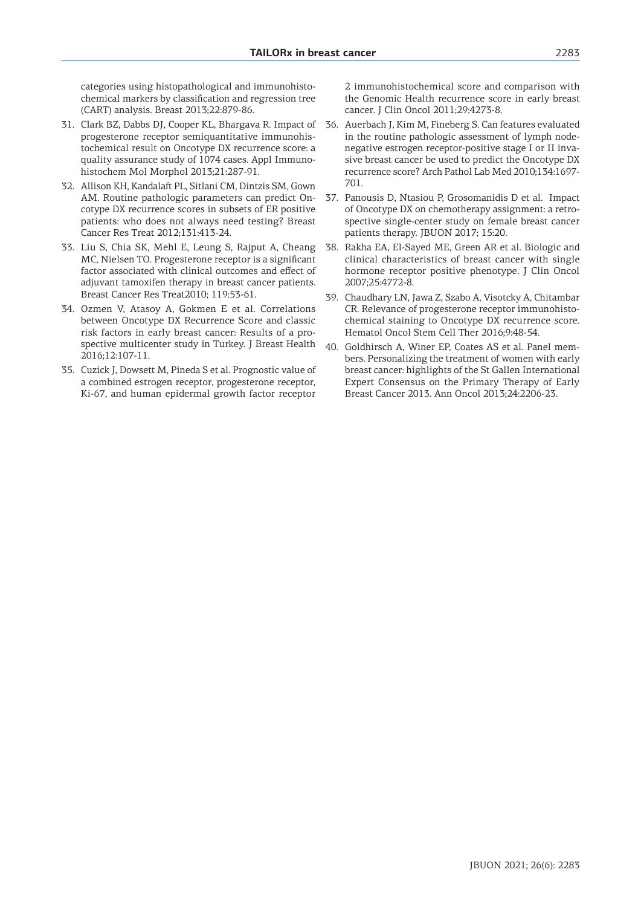categories using histopathological and immunohistochemical markers by classification and regression tree (CART) analysis. Breast 2013;22:879-86.

31. Clark BZ, Dabbs DJ, Cooper KL, Bhargava R. Impact of progesterone receptor semiquantitative immunohistochemical result on Oncotype DX recurrence score: a quality assurance study of 1074 cases. Appl Immunohistochem Mol Morphol 2013;21:287-91.
32. Allison KH, Kandalaft PL, Sitlani CM, Dintzis SM, Gown AM. Routine pathologic parameters can predict Oncotype DX recurrence scores in subsets of ER positive patients: who does not always need testing? Breast Cancer Res Treat 2012;131:413-24.
33. Liu S, Chia SK, Mehl E, Leung S, Rajput A, Cheang MC, Nielsen TO. Progesterone receptor is a significant factor associated with clinical outcomes and effect of adjuvant tamoxifen therapy in breast cancer patients. Breast Cancer Res Treat2010; 119:53-61.
34. Ozmen V, Atasoy A, Gokmen E et al. Correlations between Oncotype DX Recurrence Score and classic risk factors in early breast cancer: Results of a prospective multicenter study in Turkey. J Breast Health 2016;12:107-11.
35. Cuzick J, Dowsett M, Pineda S et al. Prognostic value of a combined estrogen receptor, progesterone receptor, Ki-67, and human epidermal growth factor receptor 2 immunohistochemical score and comparison with the Genomic Health recurrence score in early breast cancer. J Clin Oncol 2011;29:4273-8.
36. Auerbach J, Kim M, Fineberg S. Can features evaluated in the routine pathologic assessment of lymph node-negative estrogen receptor-positive stage I or II invasive breast cancer be used to predict the Oncotype DX recurrence score? Arch Pathol Lab Med 2010;134:1697-701.
37. Panousis D, Ntasiou P, Grosomanidis D et al. Impact of Oncotype DX on chemotherapy assignment: a retrospective single-center study on female breast cancer patients therapy. JBUON 2017; 15:20.
38. Rakha EA, El-Sayed ME, Green AR et al. Biologic and clinical characteristics of breast cancer with single hormone receptor positive phenotype. J Clin Oncol 2007;25:4772-8.
39. Chaudhary LN, Jawa Z, Szabo A, Visotcky A, Chitambar CR. Relevance of progesterone receptor immunohistochemical staining to Oncotype DX recurrence score. Hematol Oncol Stem Cell Ther 2016;9:48-54.
40. Goldhirsch A, Winer EP, Coates AS et al. Panel members. Personalizing the treatment of women with early breast cancer: highlights of the St Gallen International Expert Consensus on the Primary Therapy of Early Breast Cancer 2013. Ann Oncol 2013;24:2206-23.